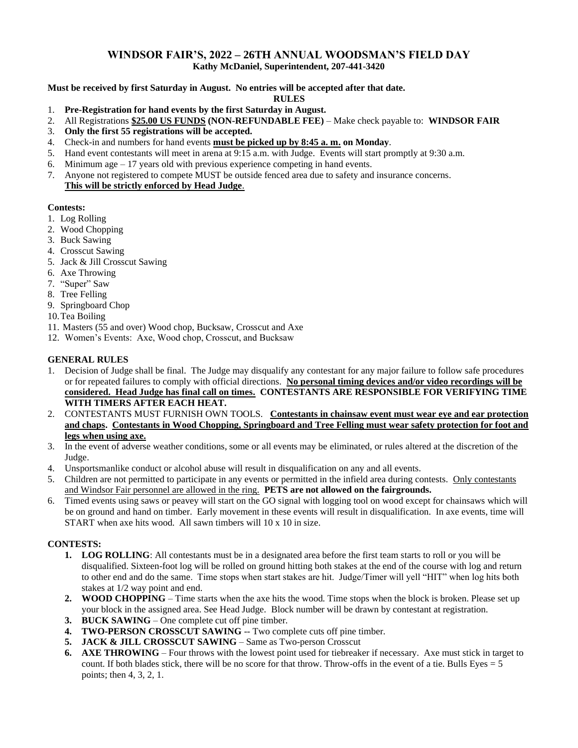# WINDSOR FAIR'S, 2022 – 26TH ANNUAL WOODSMAN'S FIELD DAY

**Kathy McDaniel, Superintendent, 207-441-3420**

**Must be received by first Saturday in August. No entries will be accepted after that date.**

**RULES**

1. **Pre-Registration for hand events by the first Saturday in August.**
2. All Registrations **<u>$25.00 US FUNDS</u> (NON-REFUNDABLE FEE)** – Make check payable to: **WINDSOR FAIR**
3. **Only the first 55 registrations will be accepted.**
4. Check-in and numbers for hand events **<u>must be picked up by 8:45 a. m.</u> on Monday**.
5. Hand event contestants will meet in arena at 9:15 a.m. with Judge. Events will start promptly at 9:30 a.m.
6. Minimum age – 17 years old with previous experience competing in hand events.
7. Anyone not registered to compete MUST be outside fenced area due to safety and insurance concerns. **<u>This will be strictly enforced by Head Judge</u>**.

**Contests:**

1. Log Rolling
2. Wood Chopping
3. Buck Sawing
4. Crosscut Sawing
5. Jack & Jill Crosscut Sawing
6. Axe Throwing
7. "Super" Saw
8. Tree Felling
9. Springboard Chop
10. Tea Boiling
11. Masters (55 and over) Wood chop, Bucksaw, Crosscut and Axe
12. Women's Events: Axe, Wood chop, Crosscut, and Bucksaw

**GENERAL RULES**

1. Decision of Judge shall be final. The Judge may disqualify any contestant for any major failure to follow safe procedures or for repeated failures to comply with official directions. **<u>No personal timing devices and/or video recordings will be considered. Head Judge has final call on times.</u> CONTESTANTS ARE RESPONSIBLE FOR VERIFYING TIME WITH TIMERS AFTER EACH HEAT.**
2. CONTESTANTS MUST FURNISH OWN TOOLS. **<u>Contestants in chainsaw event must wear eye and ear protection and chaps</u>. <u>Contestants in Wood Chopping, Springboard and Tree Felling must wear safety protection for foot and legs when using axe.</u>**
3. In the event of adverse weather conditions, some or all events may be eliminated, or rules altered at the discretion of the Judge.
4. Unsportsmanlike conduct or alcohol abuse will result in disqualification on any and all events.
5. Children are not permitted to participate in any events or permitted in the infield area during contests. <u>Only contestants and Windsor Fair personnel are allowed in the ring.</u> **PETS are not allowed on the fairgrounds.**
6. Timed events using saws or peavey will start on the GO signal with logging tool on wood except for chainsaws which will be on ground and hand on timber. Early movement in these events will result in disqualification. In axe events, time will START when axe hits wood. All sawn timbers will 10 x 10 in size.

**CONTESTS:**

1. **LOG ROLLING**: All contestants must be in a designated area before the first team starts to roll or you will be disqualified. Sixteen-foot log will be rolled on ground hitting both stakes at the end of the course with log and return to other end and do the same. Time stops when start stakes are hit. Judge/Timer will yell "HIT" when log hits both stakes at 1/2 way point and end.
2. **WOOD CHOPPING** – Time starts when the axe hits the wood. Time stops when the block is broken. Please set up your block in the assigned area. See Head Judge. Block number will be drawn by contestant at registration.
3. **BUCK SAWING** – One complete cut off pine timber.
4. **TWO-PERSON CROSSCUT SAWING** -- Two complete cuts off pine timber.
5. **JACK & JILL CROSSCUT SAWING** – Same as Two-person Crosscut
6. **AXE THROWING** – Four throws with the lowest point used for tiebreaker if necessary. Axe must stick in target to count. If both blades stick, there will be no score for that throw. Throw-offs in the event of a tie. Bulls Eyes = 5 points; then 4, 3, 2, 1.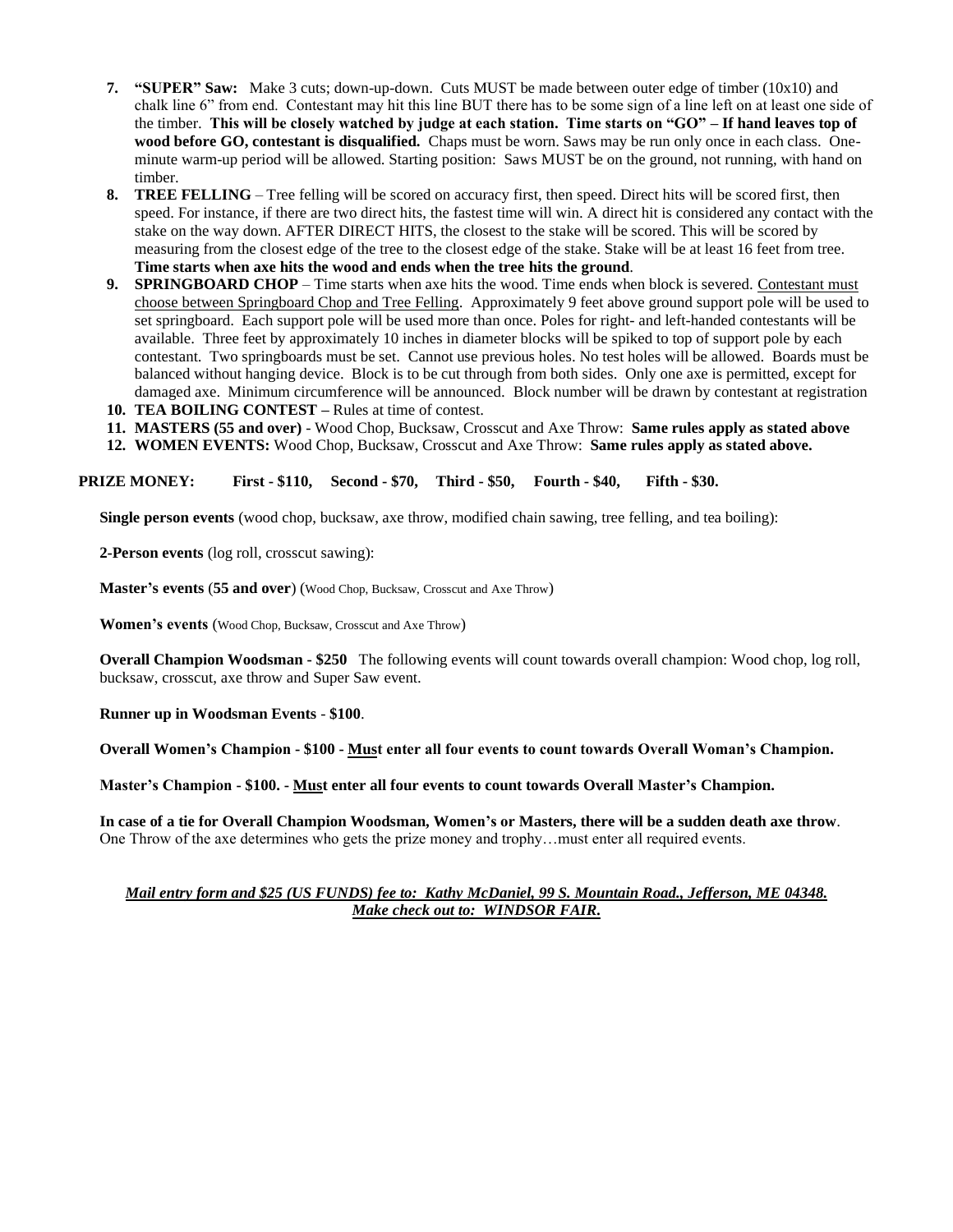7. **"SUPER" Saw:** Make 3 cuts; down-up-down. Cuts MUST be made between outer edge of timber (10x10) and chalk line 6" from end. Contestant may hit this line BUT there has to be some sign of a line left on at least one side of the timber. **This will be closely watched by judge at each station. Time starts on "GO" – If hand leaves top of wood before GO, contestant is disqualified.** Chaps must be worn. Saws may be run only once in each class. One-minute warm-up period will be allowed. Starting position: Saws MUST be on the ground, not running, with hand on timber.
8. **TREE FELLING** – Tree felling will be scored on accuracy first, then speed. Direct hits will be scored first, then speed. For instance, if there are two direct hits, the fastest time will win. A direct hit is considered any contact with the stake on the way down. AFTER DIRECT HITS, the closest to the stake will be scored. This will be scored by measuring from the closest edge of the tree to the closest edge of the stake. Stake will be at least 16 feet from tree. **Time starts when axe hits the wood and ends when the tree hits the ground**.
9. **SPRINGBOARD CHOP** – Time starts when axe hits the wood. Time ends when block is severed. <u>Contestant must choose between Springboard Chop and Tree Felling</u>. Approximately 9 feet above ground support pole will be used to set springboard. Each support pole will be used more than once. Poles for right- and left-handed contestants will be available. Three feet by approximately 10 inches in diameter blocks will be spiked to top of support pole by each contestant. Two springboards must be set. Cannot use previous holes. No test holes will be allowed. Boards must be balanced without hanging device. Block is to be cut through from both sides. Only one axe is permitted, except for damaged axe. Minimum circumference will be announced. Block number will be drawn by contestant at registration
10. **TEA BOILING CONTEST –** Rules at time of contest.
11. **MASTERS (55 and over)** - Wood Chop, Bucksaw, Crosscut and Axe Throw: **Same rules apply as stated above**
12. **WOMEN EVENTS:** Wood Chop, Bucksaw, Crosscut and Axe Throw: **Same rules apply as stated above.**

**PRIZE MONEY: First - $110, Second - $70, Third - $50, Fourth - $40, Fifth - $30.**

**Single person events** (wood chop, bucksaw, axe throw, modified chain sawing, tree felling, and tea boiling):

**2-Person events** (log roll, crosscut sawing):

**Master's events** (**55 and over**) (Wood Chop, Bucksaw, Crosscut and Axe Throw)

**Women's events** (Wood Chop, Bucksaw, Crosscut and Axe Throw)

**Overall Champion Woodsman - $250** The following events will count towards overall champion: Wood chop, log roll, bucksaw, crosscut, axe throw and Super Saw event.

**Runner up in Woodsman Events - $100**.

**Overall Women's Champion - $100 - <u>Must</u> enter all four events to count towards Overall Woman's Champion.**

**Master's Champion - $100. - <u>Must</u> enter all four events to count towards Overall Master's Champion.**

**In case of a tie for Overall Champion Woodsman, Women's or Masters, there will be a sudden death axe throw**. One Throw of the axe determines who gets the prize money and trophy…must enter all required events.

***<u>Mail entry form and $25 (US FUNDS) fee to: Kathy McDaniel, 99 S. Mountain Road., Jefferson, ME 04348.</u>***
***<u>Make check out to: WINDSOR FAIR.</u>***